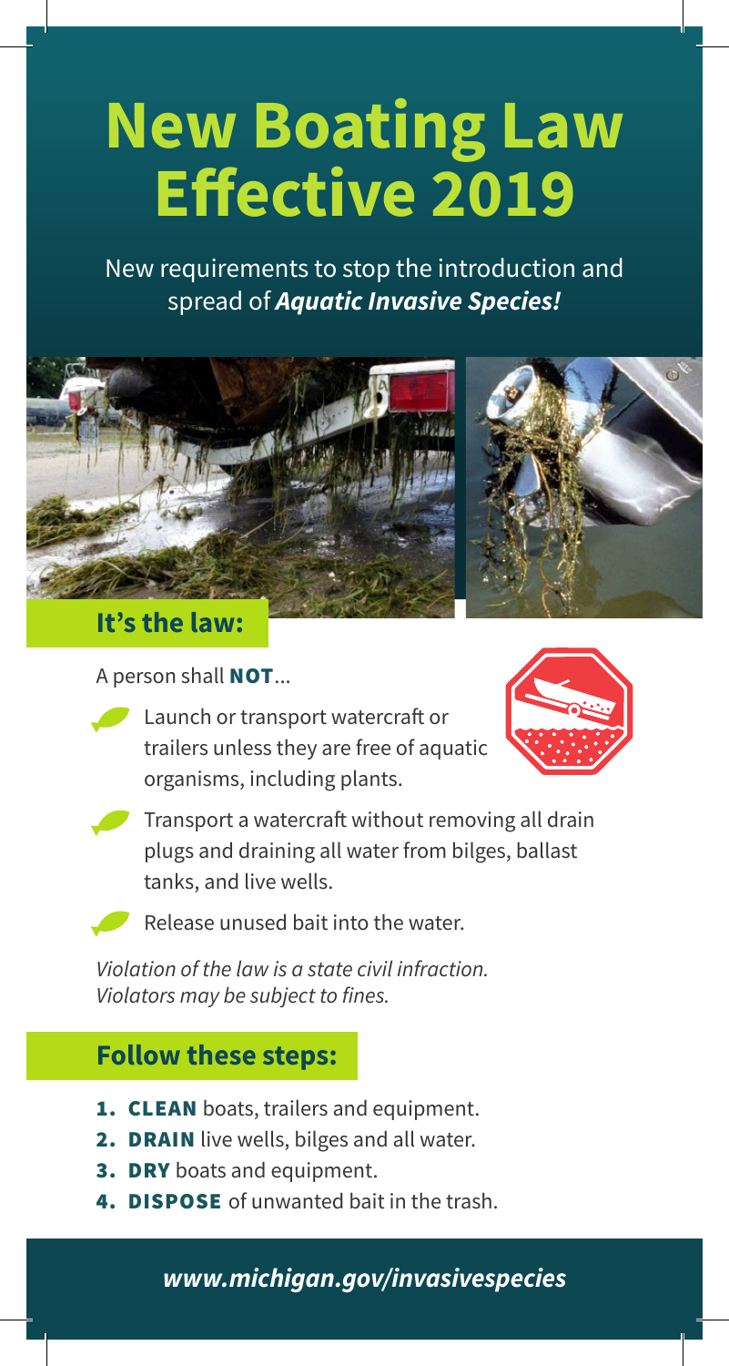# New Boating Law Effective 2019

New requirements to stop the introduction and spread of ***Aquatic Invasive Species!***

## It's the law:

A person shall **NOT**...

- Launch or transport watercraft or trailers unless they are free of aquatic organisms, including plants.
- Transport a watercraft without removing all drain plugs and draining all water from bilges, ballast tanks, and live wells.
- Release unused bait into the water.

*Violation of the law is a state civil infraction. Violators may be subject to fines.*

## Follow these steps:

1. **CLEAN** boats, trailers and equipment.
2. **DRAIN** live wells, bilges and all water.
3. **DRY** boats and equipment.
4. **DISPOSE** of unwanted bait in the trash.

***www.michigan.gov/invasivespecies***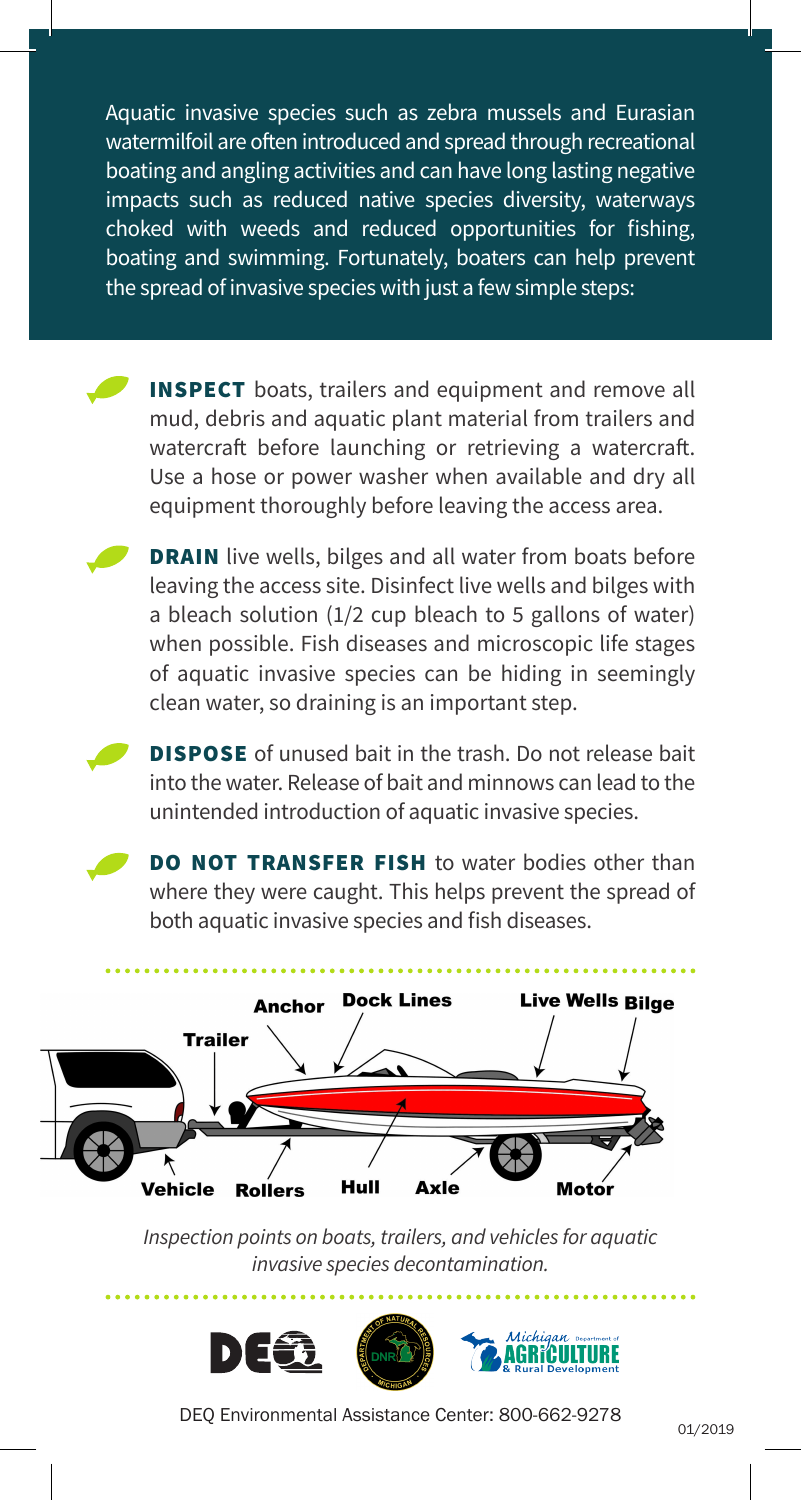Aquatic invasive species such as zebra mussels and Eurasian watermilfoil are often introduced and spread through recreational boating and angling activities and can have long lasting negative impacts such as reduced native species diversity, waterways choked with weeds and reduced opportunities for fishing, boating and swimming. Fortunately, boaters can help prevent the spread of invasive species with just a few simple steps:

- **INSPECT** boats, trailers and equipment and remove all mud, debris and aquatic plant material from trailers and watercraft before launching or retrieving a watercraft. Use a hose or power washer when available and dry all equipment thoroughly before leaving the access area.

- **DRAIN** live wells, bilges and all water from boats before leaving the access site. Disinfect live wells and bilges with a bleach solution (1/2 cup bleach to 5 gallons of water) when possible. Fish diseases and microscopic life stages of aquatic invasive species can be hiding in seemingly clean water, so draining is an important step.

- **DISPOSE** of unused bait in the trash. Do not release bait into the water. Release of bait and minnows can lead to the unintended introduction of aquatic invasive species.

- **DO NOT TRANSFER FISH** to water bodies other than where they were caught. This helps prevent the spread of both aquatic invasive species and fish diseases.

Anchor
Dock Lines
Live Wells
Bilge
Trailer
Vehicle
Rollers
Hull
Axle
Motor

*Inspection points on boats, trailers, and vehicles for aquatic invasive species decontamination.*

DEQ Environmental Assistance Center: 800-662-9278

01/2019